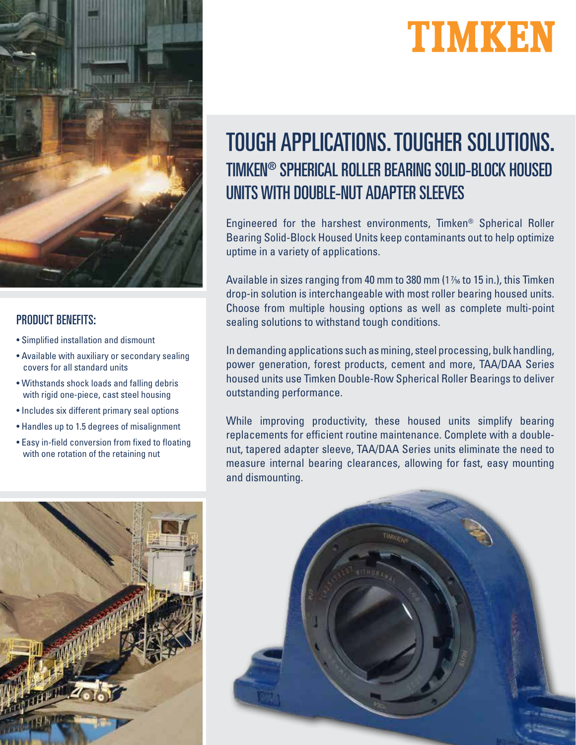TIMKEN

# TOUGH APPLICATIONS. TOUGHER SOLUTIONS.

## TIMKEN® SPHERICAL ROLLER BEARING SOLID-BLOCK HOUSED UNITS WITH DOUBLE-NUT ADAPTER SLEEVES

Engineered for the harshest environments, Timken® Spherical Roller Bearing Solid-Block Housed Units keep contaminants out to help optimize uptime in a variety of applications.

Available in sizes ranging from 40 mm to 380 mm (1 7⁄16 to 15 in.), this Timken drop-in solution is interchangeable with most roller bearing housed units. Choose from multiple housing options as well as complete multi-point sealing solutions to withstand tough conditions.

In demanding applications such as mining, steel processing, bulk handling, power generation, forest products, cement and more, TAA/DAA Series housed units use Timken Double-Row Spherical Roller Bearings to deliver outstanding performance.

While improving productivity, these housed units simplify bearing replacements for efficient routine maintenance. Complete with a double-nut, tapered adapter sleeve, TAA/DAA Series units eliminate the need to measure internal bearing clearances, allowing for fast, easy mounting and dismounting.

### PRODUCT BENEFITS:

- Simplified installation and dismount
- Available with auxiliary or secondary sealing covers for all standard units
- Withstands shock loads and falling debris with rigid one-piece, cast steel housing
- Includes six different primary seal options
- Handles up to 1.5 degrees of misalignment
- Easy in-field conversion from fixed to floating with one rotation of the retaining nut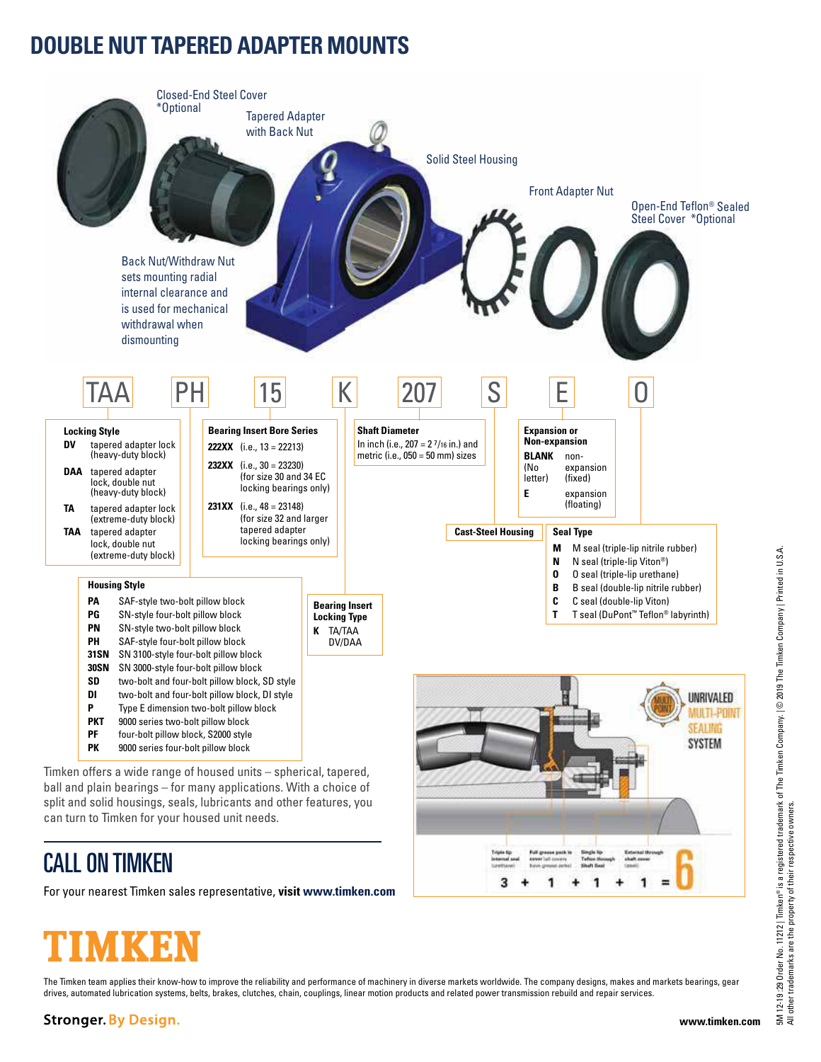# DOUBLE NUT TAPERED ADAPTER MOUNTS

Closed-End Steel Cover *Optional

Tapered Adapter with Back Nut

Solid Steel Housing

Front Adapter Nut

Open-End Teflon® Sealed Steel Cover *Optional

Back Nut/Withdraw Nut sets mounting radial internal clearance and is used for mechanical withdrawal when dismounting

TAA PH 15 K 207 S E O

**Locking Style**

| | |
|---|---|
| **DV** | tapered adapter lock (heavy-duty block) |
| **DAA** | tapered adapter lock, double nut (heavy-duty block) |
| **TA** | tapered adapter lock (extreme-duty block) |
| **TAA** | tapered adapter lock, double nut (extreme-duty block) |

**Bearing Insert Bore Series**

| | |
|---|---|
| **222XX** | (i.e., 13 = 22213) |
| **232XX** | (i.e., 30 = 23230) (for size 30 and 34 EC locking bearings only) |
| **231XX** | (i.e., 48 = 23148) (for size 32 and larger tapered adapter locking bearings only) |

**Shaft Diameter**

In inch (i.e., 207 = 2 7/16 in.) and metric (i.e., 050 = 50 mm) sizes

**Expansion or Non-expansion**

| | |
|---|---|
| **BLANK** (No letter) | non-expansion (fixed) |
| **E** | expansion (floating) |

**Cast-Steel Housing**

**Seal Type**

| | |
|---|---|
| **M** | M seal (triple-lip nitrile rubber) |
| **N** | N seal (triple-lip Viton®) |
| **O** | O seal (triple-lip urethane) |
| **B** | B seal (double-lip nitrile rubber) |
| **C** | C seal (double-lip Viton) |
| **T** | T seal (DuPont™ Teflon® labyrinth) |

**Housing Style**

| | |
|---|---|
| **PA** | SAF-style two-bolt pillow block |
| **PG** | SN-style four-bolt pillow block |
| **PN** | SN-style two-bolt pillow block |
| **PH** | SAF-style four-bolt pillow block |
| **31SN** | SN 3100-style four-bolt pillow block |
| **30SN** | SN 3000-style four-bolt pillow block |
| **SD** | two-bolt and four-bolt pillow block, SD style |
| **DI** | two-bolt and four-bolt pillow block, DI style |
| **P** | Type E dimension two-bolt pillow block |
| **PKT** | 9000 series two-bolt pillow block |
| **PF** | four-bolt pillow block, S2000 style |
| **PK** | 9000 series four-bolt pillow block |

**Bearing Insert Locking Type**

**K** TA/TAA DV/DAA

UNRIVALED MULTI-POINT SEALING SYSTEM

Triple lip internal seal (urethane) | Full grease pack in cover (all covers have grease zerks) | Single lip Teflon through Shaft Seal | External through shaft cover (steel)

3 + 1 + 1 + 1 = 6

Timken offers a wide range of housed units – spherical, tapered, ball and plain bearings – for many applications. With a choice of split and solid housings, seals, lubricants and other features, you can turn to Timken for your housed unit needs.

## CALL ON TIMKEN

For your nearest Timken sales representative, **visit www.timken.com**

**TIMKEN**

The Timken team applies their know-how to improve the reliability and performance of machinery in diverse markets worldwide. The company designs, makes and markets bearings, gear drives, automated lubrication systems, belts, brakes, clutches, chain, couplings, linear motion products and related power transmission rebuild and repair services.

**Stronger.** By Design.

www.timken.com

5M 12-19 :29 Order No. 11212 | Timken® is a registered trademark of The Timken Company. | © 2019 The Timken Company | Printed in U.S.A. All other trademarks are the property of their respective owners.